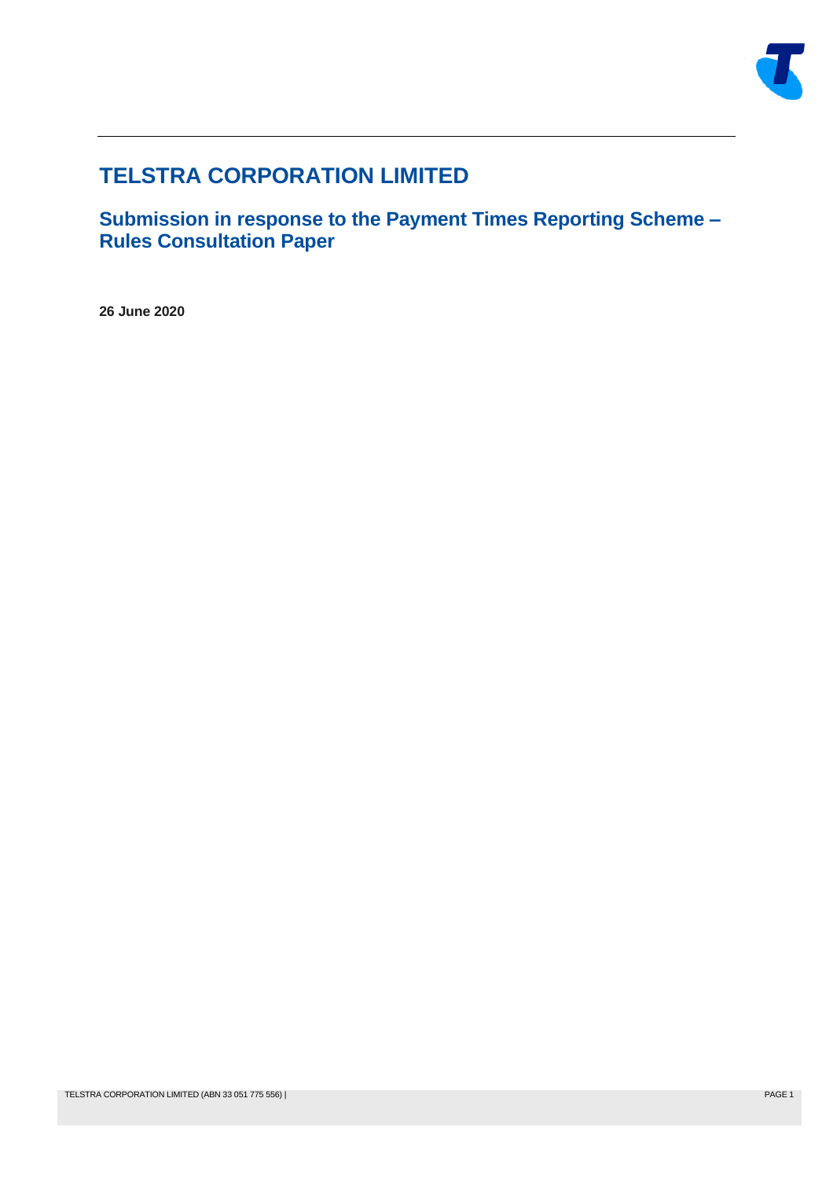# TELSTRA CORPORATION LIMITED

## Submission in response to the Payment Times Reporting Scheme – Rules Consultation Paper

**26 June 2020**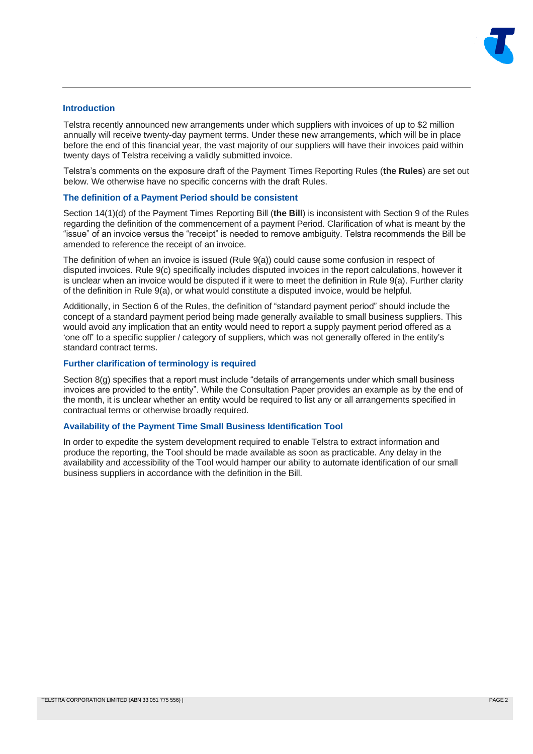## Introduction

Telstra recently announced new arrangements under which suppliers with invoices of up to $2 million annually will receive twenty-day payment terms. Under these new arrangements, which will be in place before the end of this financial year, the vast majority of our suppliers will have their invoices paid within twenty days of Telstra receiving a validly submitted invoice.

Telstra's comments on the exposure draft of the Payment Times Reporting Rules (**the Rules**) are set out below. We otherwise have no specific concerns with the draft Rules.

## The definition of a Payment Period should be consistent

Section 14(1)(d) of the Payment Times Reporting Bill (**the Bill**) is inconsistent with Section 9 of the Rules regarding the definition of the commencement of a payment Period. Clarification of what is meant by the "issue" of an invoice versus the "receipt" is needed to remove ambiguity. Telstra recommends the Bill be amended to reference the receipt of an invoice.

The definition of when an invoice is issued (Rule 9(a)) could cause some confusion in respect of disputed invoices. Rule 9(c) specifically includes disputed invoices in the report calculations, however it is unclear when an invoice would be disputed if it were to meet the definition in Rule 9(a). Further clarity of the definition in Rule 9(a), or what would constitute a disputed invoice, would be helpful.

Additionally, in Section 6 of the Rules, the definition of "standard payment period" should include the concept of a standard payment period being made generally available to small business suppliers. This would avoid any implication that an entity would need to report a supply payment period offered as a 'one off' to a specific supplier / category of suppliers, which was not generally offered in the entity's standard contract terms.

## Further clarification of terminology is required

Section 8(g) specifies that a report must include "details of arrangements under which small business invoices are provided to the entity". While the Consultation Paper provides an example as by the end of the month, it is unclear whether an entity would be required to list any or all arrangements specified in contractual terms or otherwise broadly required.

## Availability of the Payment Time Small Business Identification Tool

In order to expedite the system development required to enable Telstra to extract information and produce the reporting, the Tool should be made available as soon as practicable. Any delay in the availability and accessibility of the Tool would hamper our ability to automate identification of our small business suppliers in accordance with the definition in the Bill.